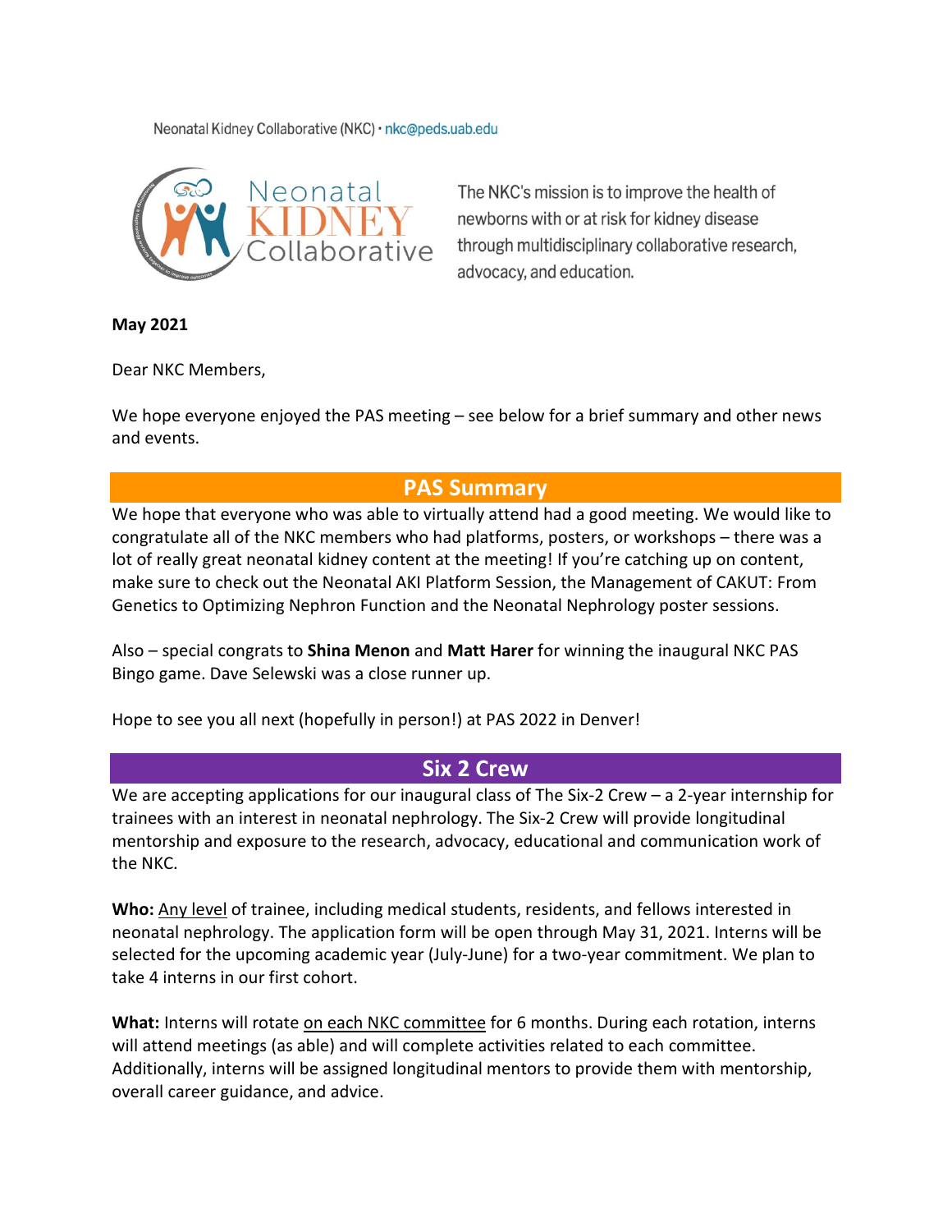Neonatal Kidney Collaborative (NKC) · nkc@peds.uab.edu

Neonatal KIDNEY Collaborative

The NKC's mission is to improve the health of newborns with or at risk for kidney disease through multidisciplinary collaborative research, advocacy, and education.

**May 2021**

Dear NKC Members,

We hope everyone enjoyed the PAS meeting – see below for a brief summary and other news and events.

## PAS Summary

We hope that everyone who was able to virtually attend had a good meeting. We would like to congratulate all of the NKC members who had platforms, posters, or workshops – there was a lot of really great neonatal kidney content at the meeting! If you're catching up on content, make sure to check out the Neonatal AKI Platform Session, the Management of CAKUT: From Genetics to Optimizing Nephron Function and the Neonatal Nephrology poster sessions.

Also – special congrats to **Shina Menon** and **Matt Harer** for winning the inaugural NKC PAS Bingo game. Dave Selewski was a close runner up.

Hope to see you all next (hopefully in person!) at PAS 2022 in Denver!

## Six 2 Crew

We are accepting applications for our inaugural class of The Six-2 Crew – a 2-year internship for trainees with an interest in neonatal nephrology. The Six-2 Crew will provide longitudinal mentorship and exposure to the research, advocacy, educational and communication work of the NKC.

**Who:** Any level of trainee, including medical students, residents, and fellows interested in neonatal nephrology. The application form will be open through May 31, 2021. Interns will be selected for the upcoming academic year (July-June) for a two-year commitment. We plan to take 4 interns in our first cohort.

**What:** Interns will rotate on each NKC committee for 6 months. During each rotation, interns will attend meetings (as able) and will complete activities related to each committee. Additionally, interns will be assigned longitudinal mentors to provide them with mentorship, overall career guidance, and advice.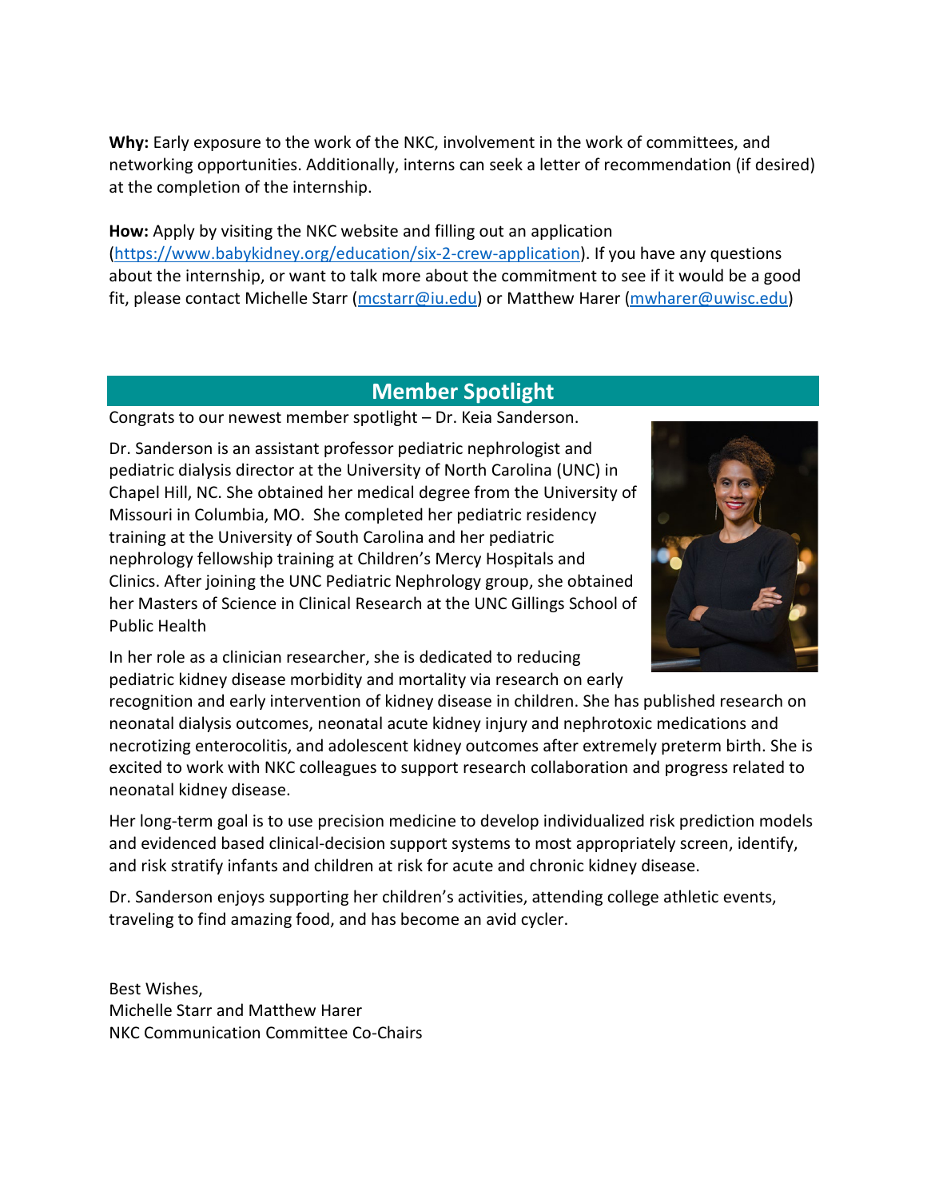**Why:** Early exposure to the work of the NKC, involvement in the work of committees, and networking opportunities. Additionally, interns can seek a letter of recommendation (if desired) at the completion of the internship.

**How:** Apply by visiting the NKC website and filling out an application (https://www.babykidney.org/education/six-2-crew-application). If you have any questions about the internship, or want to talk more about the commitment to see if it would be a good fit, please contact Michelle Starr (mcstarr@iu.edu) or Matthew Harer (mwharer@uwisc.edu)

## Member Spotlight

Congrats to our newest member spotlight – Dr. Keia Sanderson.

Dr. Sanderson is an assistant professor pediatric nephrologist and pediatric dialysis director at the University of North Carolina (UNC) in Chapel Hill, NC. She obtained her medical degree from the University of Missouri in Columbia, MO. She completed her pediatric residency training at the University of South Carolina and her pediatric nephrology fellowship training at Children's Mercy Hospitals and Clinics. After joining the UNC Pediatric Nephrology group, she obtained her Masters of Science in Clinical Research at the UNC Gillings School of Public Health

In her role as a clinician researcher, she is dedicated to reducing pediatric kidney disease morbidity and mortality via research on early recognition and early intervention of kidney disease in children. She has published research on neonatal dialysis outcomes, neonatal acute kidney injury and nephrotoxic medications and necrotizing enterocolitis, and adolescent kidney outcomes after extremely preterm birth. She is excited to work with NKC colleagues to support research collaboration and progress related to neonatal kidney disease.

Her long-term goal is to use precision medicine to develop individualized risk prediction models and evidenced based clinical-decision support systems to most appropriately screen, identify, and risk stratify infants and children at risk for acute and chronic kidney disease.

Dr. Sanderson enjoys supporting her children's activities, attending college athletic events, traveling to find amazing food, and has become an avid cycler.

Best Wishes,
Michelle Starr and Matthew Harer
NKC Communication Committee Co-Chairs